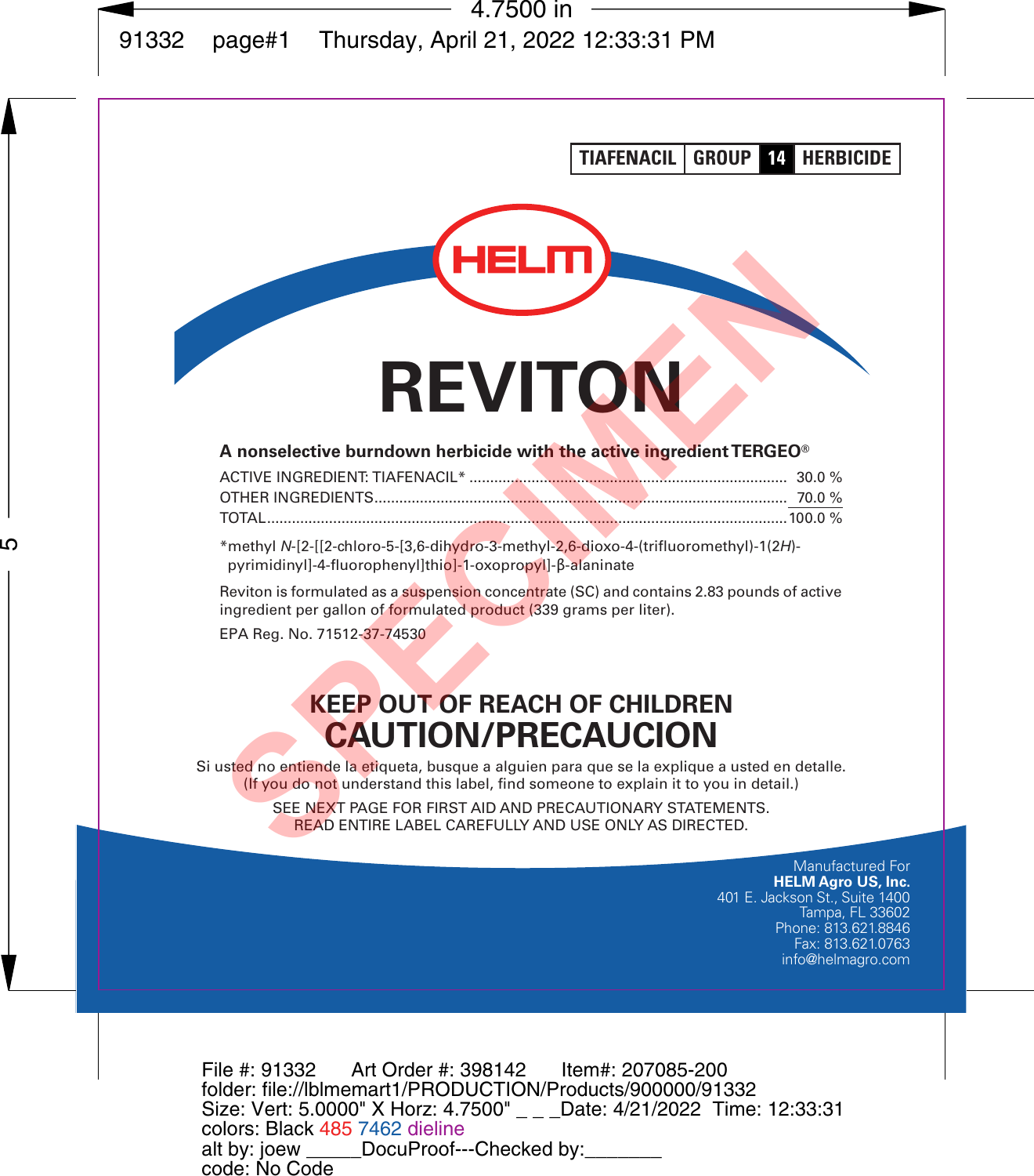**TIAFENACIL | GROUP 14 | HERBICIDE**

HELM

# REVITON

**A nonselective burndown herbicide with the active ingredient TERGEO®**

| | |
|---|---|
| ACTIVE INGREDIENT: TIAFENACIL* | 30.0 % |
| OTHER INGREDIENTS | 70.0 % |
| TOTAL | 100.0 % |

*methyl *N*-[2-[[2-chloro-5-[3,6-dihydro-3-methyl-2,6-dioxo-4-(trifluoromethyl)-1(2*H*)-pyrimidinyl]-4-fluorophenyl]thio]-1-oxopropyl]-β-alaninate

Reviton is formulated as a suspension concentrate (SC) and contains 2.83 pounds of active ingredient per gallon of formulated product (339 grams per liter).

EPA Reg. No. 71512-37-74530

## KEEP OUT OF REACH OF CHILDREN
## CAUTION/PRECAUCION

Si usted no entiende la etiqueta, busque a alguien para que se la explique a usted en detalle.
(If you do not understand this label, find someone to explain it to you in detail.)

SEE NEXT PAGE FOR FIRST AID AND PRECAUTIONARY STATEMENTS.
READ ENTIRE LABEL CAREFULLY AND USE ONLY AS DIRECTED.

Manufactured For
**HELM Agro US, Inc.**
401 E. Jackson St., Suite 1400
Tampa, FL 33602
Phone: 813.621.8846
Fax: 813.621.0763
info@helmagro.com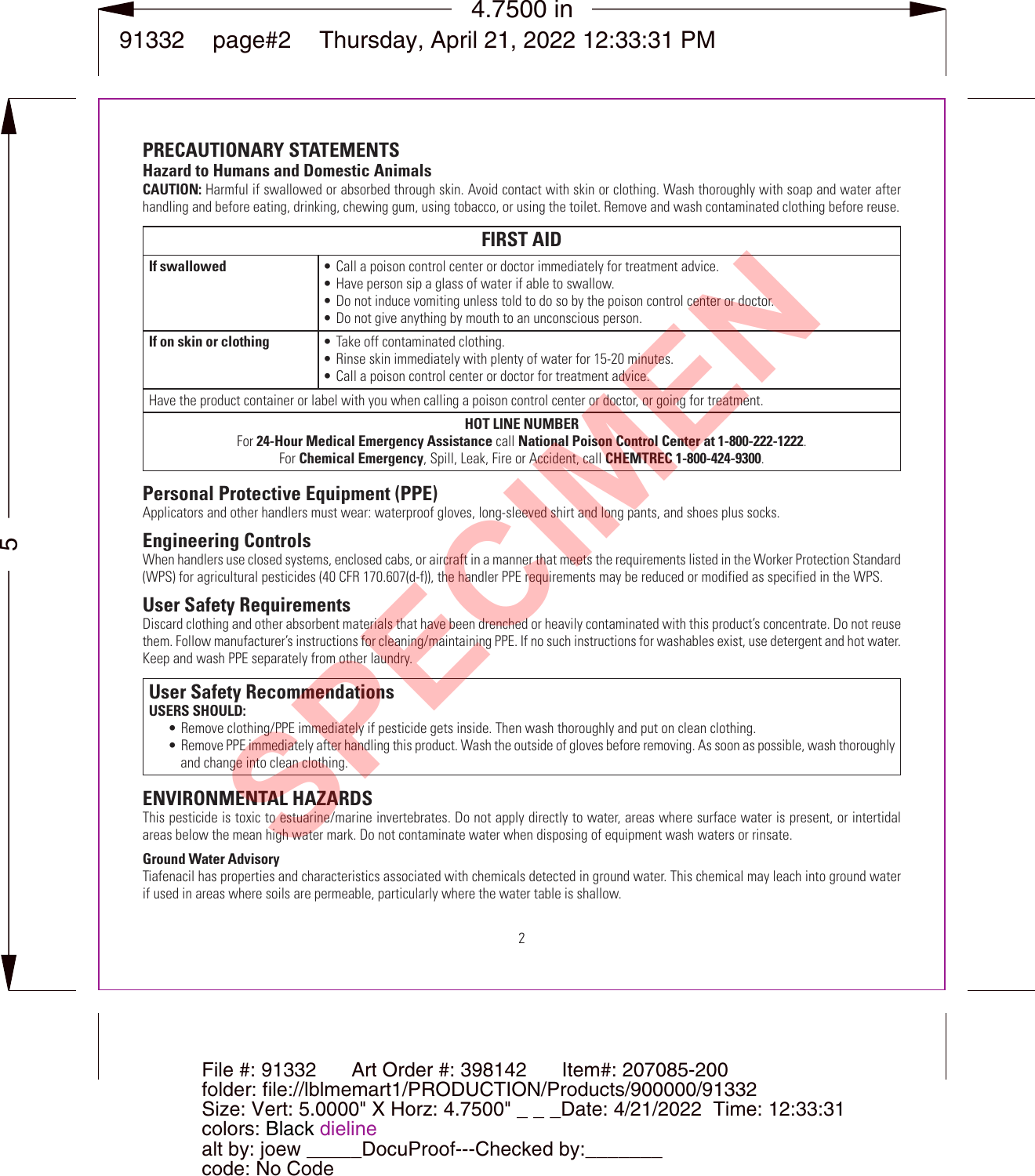# PRECAUTIONARY STATEMENTS

## Hazard to Humans and Domestic Animals

**CAUTION:** Harmful if swallowed or absorbed through skin. Avoid contact with skin or clothing. Wash thoroughly with soap and water after handling and before eating, drinking, chewing gum, using tobacco, or using the toilet. Remove and wash contaminated clothing before reuse.

| FIRST AID | |
|---|---|
| **If swallowed** | • Call a poison control center or doctor immediately for treatment advice.<br>• Have person sip a glass of water if able to swallow.<br>• Do not induce vomiting unless told to do so by the poison control center or doctor.<br>• Do not give anything by mouth to an unconscious person. |
| **If on skin or clothing** | • Take off contaminated clothing.<br>• Rinse skin immediately with plenty of water for 15-20 minutes.<br>• Call a poison control center or doctor for treatment advice. |
| Have the product container or label with you when calling a poison control center or doctor, or going for treatment. | |
| **HOT LINE NUMBER**<br>For **24-Hour Medical Emergency Assistance** call **National Poison Control Center at 1-800-222-1222**.<br>For **Chemical Emergency**, Spill, Leak, Fire or Accident, call **CHEMTREC 1-800-424-9300**. | |

## Personal Protective Equipment (PPE)

Applicators and other handlers must wear: waterproof gloves, long-sleeved shirt and long pants, and shoes plus socks.

## Engineering Controls

When handlers use closed systems, enclosed cabs, or aircraft in a manner that meets the requirements listed in the Worker Protection Standard (WPS) for agricultural pesticides (40 CFR 170.607(d-f)), the handler PPE requirements may be reduced or modified as specified in the WPS.

## User Safety Requirements

Discard clothing and other absorbent materials that have been drenched or heavily contaminated with this product's concentrate. Do not reuse them. Follow manufacturer's instructions for cleaning/maintaining PPE. If no such instructions for washables exist, use detergent and hot water. Keep and wash PPE separately from other laundry.

## User Safety Recommendations

**USERS SHOULD:**

- Remove clothing/PPE immediately if pesticide gets inside. Then wash thoroughly and put on clean clothing.
- Remove PPE immediately after handling this product. Wash the outside of gloves before removing. As soon as possible, wash thoroughly and change into clean clothing.

# ENVIRONMENTAL HAZARDS

This pesticide is toxic to estuarine/marine invertebrates. Do not apply directly to water, areas where surface water is present, or intertidal areas below the mean high water mark. Do not contaminate water when disposing of equipment wash waters or rinsate.

### Ground Water Advisory

Tiafenacil has properties and characteristics associated with chemicals detected in ground water. This chemical may leach into ground water if used in areas where soils are permeable, particularly where the water table is shallow.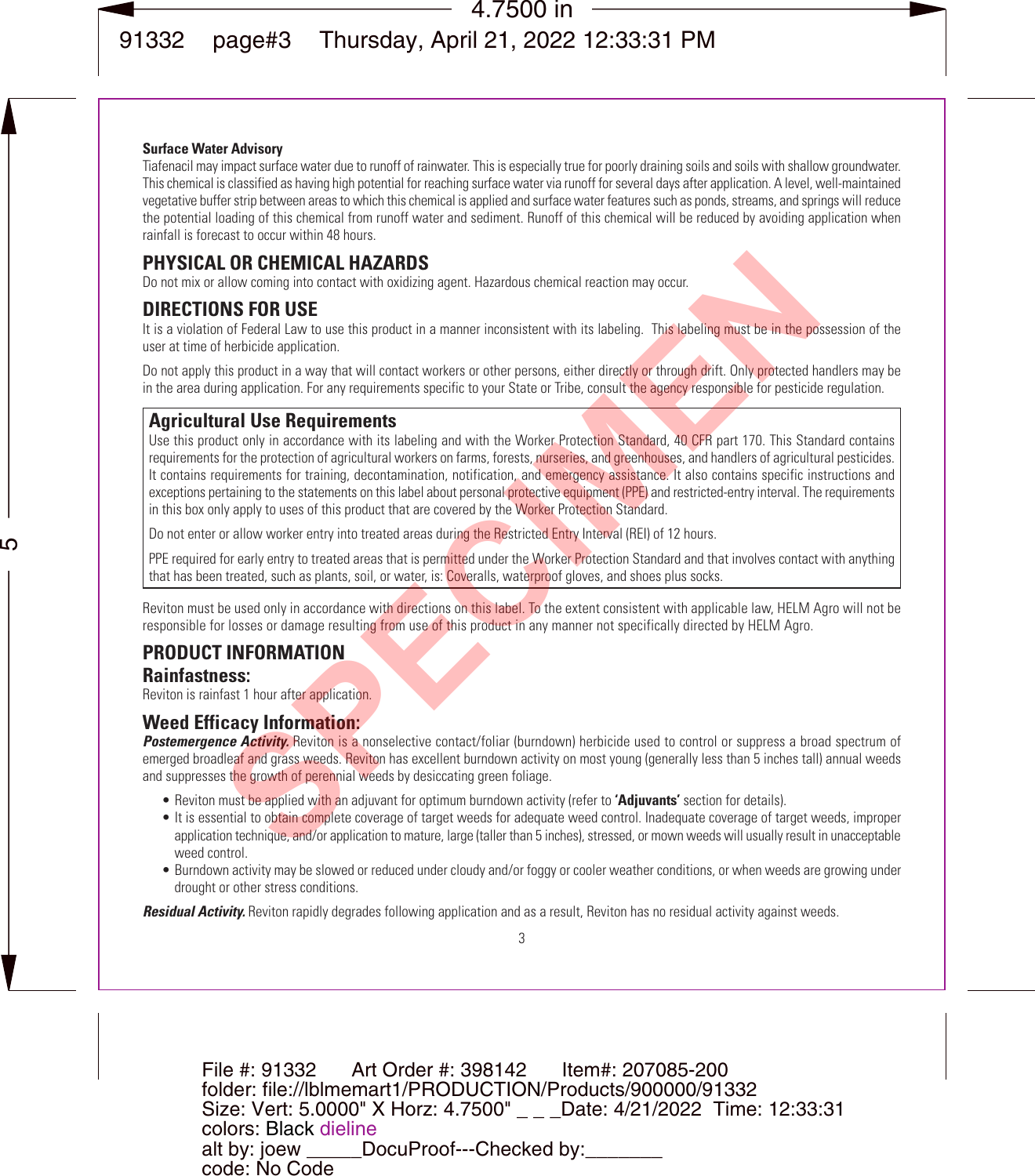**Surface Water Advisory**

Tiafenacil may impact surface water due to runoff of rainwater. This is especially true for poorly draining soils and soils with shallow groundwater. This chemical is classified as having high potential for reaching surface water via runoff for several days after application. A level, well-maintained vegetative buffer strip between areas to which this chemical is applied and surface water features such as ponds, streams, and springs will reduce the potential loading of this chemical from runoff water and sediment. Runoff of this chemical will be reduced by avoiding application when rainfall is forecast to occur within 48 hours.

## PHYSICAL OR CHEMICAL HAZARDS

Do not mix or allow coming into contact with oxidizing agent. Hazardous chemical reaction may occur.

## DIRECTIONS FOR USE

It is a violation of Federal Law to use this product in a manner inconsistent with its labeling. This labeling must be in the possession of the user at time of herbicide application.

Do not apply this product in a way that will contact workers or other persons, either directly or through drift. Only protected handlers may be in the area during application. For any requirements specific to your State or Tribe, consult the agency responsible for pesticide regulation.

### Agricultural Use Requirements

Use this product only in accordance with its labeling and with the Worker Protection Standard, 40 CFR part 170. This Standard contains requirements for the protection of agricultural workers on farms, forests, nurseries, and greenhouses, and handlers of agricultural pesticides. It contains requirements for training, decontamination, notification, and emergency assistance. It also contains specific instructions and exceptions pertaining to the statements on this label about personal protective equipment (PPE) and restricted-entry interval. The requirements in this box only apply to uses of this product that are covered by the Worker Protection Standard.

Do not enter or allow worker entry into treated areas during the Restricted Entry Interval (REI) of 12 hours.

PPE required for early entry to treated areas that is permitted under the Worker Protection Standard and that involves contact with anything that has been treated, such as plants, soil, or water, is: Coveralls, waterproof gloves, and shoes plus socks.

Reviton must be used only in accordance with directions on this label. To the extent consistent with applicable law, HELM Agro will not be responsible for losses or damage resulting from use of this product in any manner not specifically directed by HELM Agro.

## PRODUCT INFORMATION

### Rainfastness:

Reviton is rainfast 1 hour after application.

### Weed Efficacy Information:

***Postemergence Activity.*** Reviton is a nonselective contact/foliar (burndown) herbicide used to control or suppress a broad spectrum of emerged broadleaf and grass weeds. Reviton has excellent burndown activity on most young (generally less than 5 inches tall) annual weeds and suppresses the growth of perennial weeds by desiccating green foliage.

- Reviton must be applied with an adjuvant for optimum burndown activity (refer to **'Adjuvants'** section for details).
- It is essential to obtain complete coverage of target weeds for adequate weed control. Inadequate coverage of target weeds, improper application technique, and/or application to mature, large (taller than 5 inches), stressed, or mown weeds will usually result in unacceptable weed control.
- Burndown activity may be slowed or reduced under cloudy and/or foggy or cooler weather conditions, or when weeds are growing under drought or other stress conditions.

***Residual Activity.*** Reviton rapidly degrades following application and as a result, Reviton has no residual activity against weeds.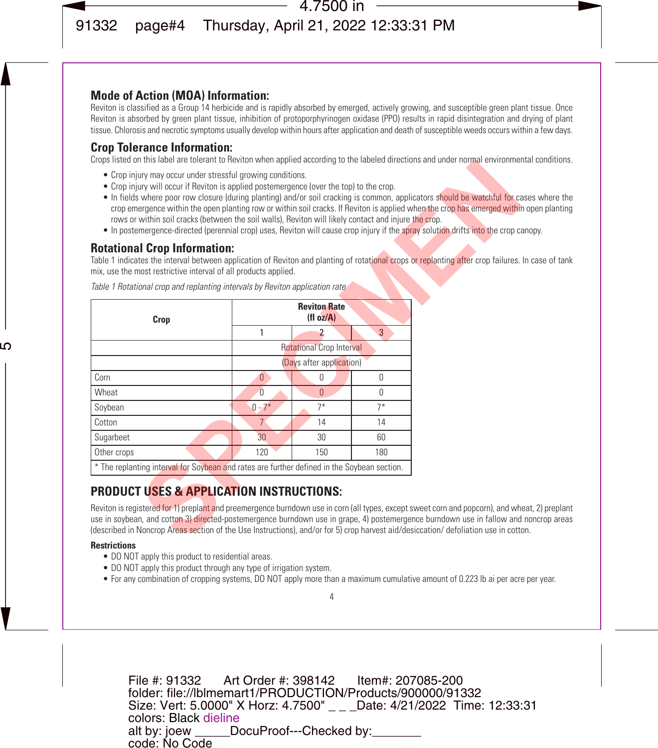## Mode of Action (MOA) Information:

Reviton is classified as a Group 14 herbicide and is rapidly absorbed by emerged, actively growing, and susceptible green plant tissue. Once Reviton is absorbed by green plant tissue, inhibition of protoporphyrinogen oxidase (PPO) results in rapid disintegration and drying of plant tissue. Chlorosis and necrotic symptoms usually develop within hours after application and death of susceptible weeds occurs within a few days.

## Crop Tolerance Information:

Crops listed on this label are tolerant to Reviton when applied according to the labeled directions and under normal environmental conditions.

- Crop injury may occur under stressful growing conditions.
- Crop injury will occur if Reviton is applied postemergence (over the top) to the crop.
- In fields where poor row closure (during planting) and/or soil cracking is common, applicators should be watchful for cases where the crop emergence within the open planting row or within soil cracks. If Reviton is applied when the crop has emerged within open planting rows or within soil cracks (between the soil walls), Reviton will likely contact and injure the crop.
- In postemergence-directed (perennial crop) uses, Reviton will cause crop injury if the spray solution drifts into the crop canopy.

## Rotational Crop Information:

Table 1 indicates the interval between application of Reviton and planting of rotational crops or replanting after crop failures. In case of tank mix, use the most restrictive interval of all products applied.

*Table 1 Rotational crop and replanting intervals by Reviton application rate*

| Crop | Reviton Rate (fl oz/A) | | |
|---|---|---|---|
| | 1 | 2 | 3 |
| | Rotational Crop Interval | | |
| | (Days after application) | | |
| Corn | 0 | 0 | 0 |
| Wheat | 0 | 0 | 0 |
| Soybean | 0 - 7* | 7* | 7* |
| Cotton | 7 | 14 | 14 |
| Sugarbeet | 30 | 30 | 60 |
| Other crops | 120 | 150 | 180 |

\* The replanting interval for Soybean and rates are further defined in the Soybean section.

## PRODUCT USES & APPLICATION INSTRUCTIONS:

Reviton is registered for 1) preplant and preemergence burndown use in corn (all types, except sweet corn and popcorn), and wheat, 2) preplant use in soybean, and cotton 3) directed-postemergence burndown use in grape, 4) postemergence burndown use in fallow and noncrop areas (described in Noncrop Areas section of the Use Instructions), and/or for 5) crop harvest aid/desiccation/ defoliation use in cotton.

**Restrictions**

- DO NOT apply this product to residential areas.
- DO NOT apply this product through any type of irrigation system.
- For any combination of cropping systems, DO NOT apply more than a maximum cumulative amount of 0.223 lb ai per acre per year.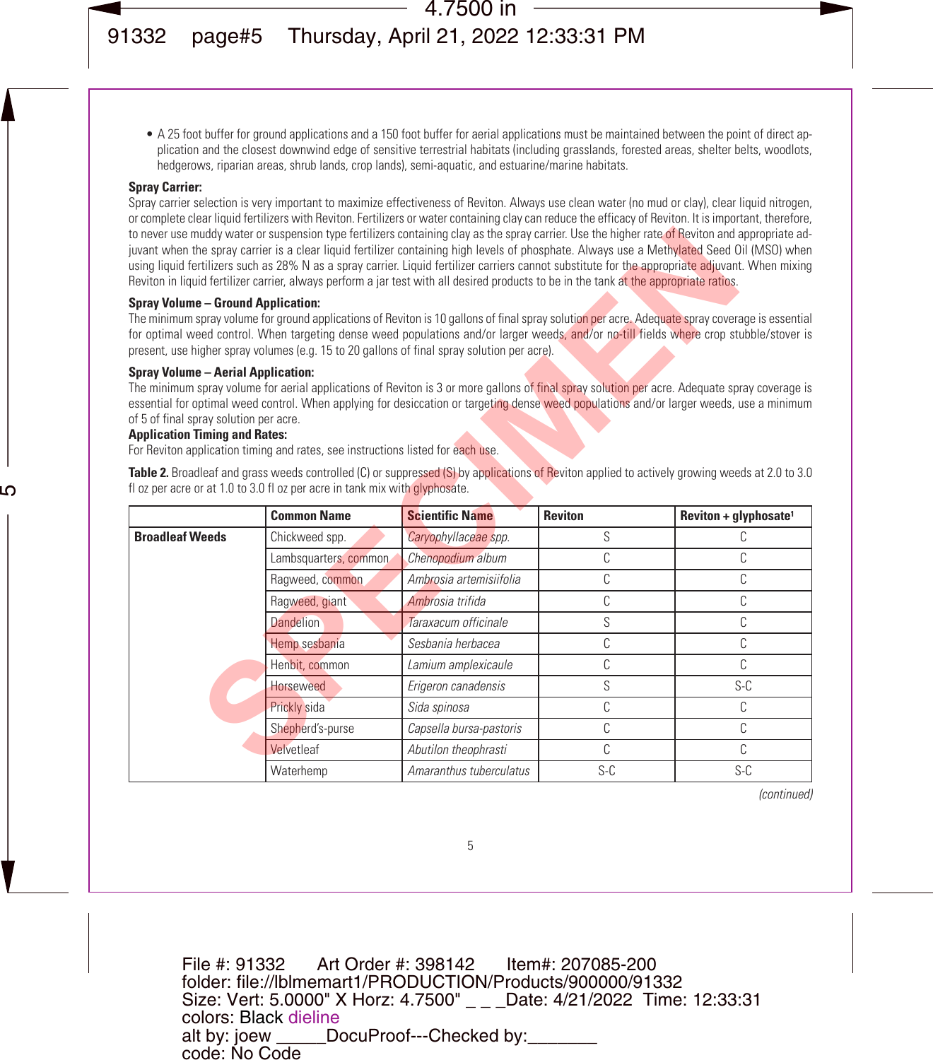- A 25 foot buffer for ground applications and a 150 foot buffer for aerial applications must be maintained between the point of direct application and the closest downwind edge of sensitive terrestrial habitats (including grasslands, forested areas, shelter belts, woodlots, hedgerows, riparian areas, shrub lands, crop lands), semi-aquatic, and estuarine/marine habitats.

**Spray Carrier:**
Spray carrier selection is very important to maximize effectiveness of Reviton. Always use clean water (no mud or clay), clear liquid nitrogen, or complete clear liquid fertilizers with Reviton. Fertilizers or water containing clay can reduce the efficacy of Reviton. It is important, therefore, to never use muddy water or suspension type fertilizers containing clay as the spray carrier. Use the higher rate of Reviton and appropriate adjuvant when the spray carrier is a clear liquid fertilizer containing high levels of phosphate. Always use a Methylated Seed Oil (MSO) when using liquid fertilizers such as 28% N as a spray carrier. Liquid fertilizer carriers cannot substitute for the appropriate adjuvant. When mixing Reviton in liquid fertilizer carrier, always perform a jar test with all desired products to be in the tank at the appropriate ratios.

**Spray Volume – Ground Application:**
The minimum spray volume for ground applications of Reviton is 10 gallons of final spray solution per acre. Adequate spray coverage is essential for optimal weed control. When targeting dense weed populations and/or larger weeds, and/or no-till fields where crop stubble/stover is present, use higher spray volumes (e.g. 15 to 20 gallons of final spray solution per acre).

**Spray Volume – Aerial Application:**
The minimum spray volume for aerial applications of Reviton is 3 or more gallons of final spray solution per acre. Adequate spray coverage is essential for optimal weed control. When applying for desiccation or targeting dense weed populations and/or larger weeds, use a minimum of 5 of final spray solution per acre.

**Application Timing and Rates:**
For Reviton application timing and rates, see instructions listed for each use.

**Table 2.** Broadleaf and grass weeds controlled (C) or suppressed (S) by applications of Reviton applied to actively growing weeds at 2.0 to 3.0 fl oz per acre or at 1.0 to 3.0 fl oz per acre in tank mix with glyphosate.

| | Common Name | Scientific Name | Reviton | Reviton + glyphosate[1] |
|---|---|---|---|---|
| **Broadleaf Weeds** | Chickweed spp. | *Caryophyllaceae spp.* | S | C |
| | Lambsquarters, common | *Chenopodium album* | C | C |
| | Ragweed, common | *Ambrosia artemisiifolia* | C | C |
| | Ragweed, giant | *Ambrosia trifida* | C | C |
| | Dandelion | *Taraxacum officinale* | S | C |
| | Hemp sesbania | *Sesbania herbacea* | C | C |
| | Henbit, common | *Lamium amplexicaule* | C | C |
| | Horseweed | *Erigeron canadensis* | S | S-C |
| | Prickly sida | *Sida spinosa* | C | C |
| | Shepherd's-purse | *Capsella bursa-pastoris* | C | C |
| | Velvetleaf | *Abutilon theophrasti* | C | C |
| | Waterhemp | *Amaranthus tuberculatus* | S-C | S-C |

*(continued)*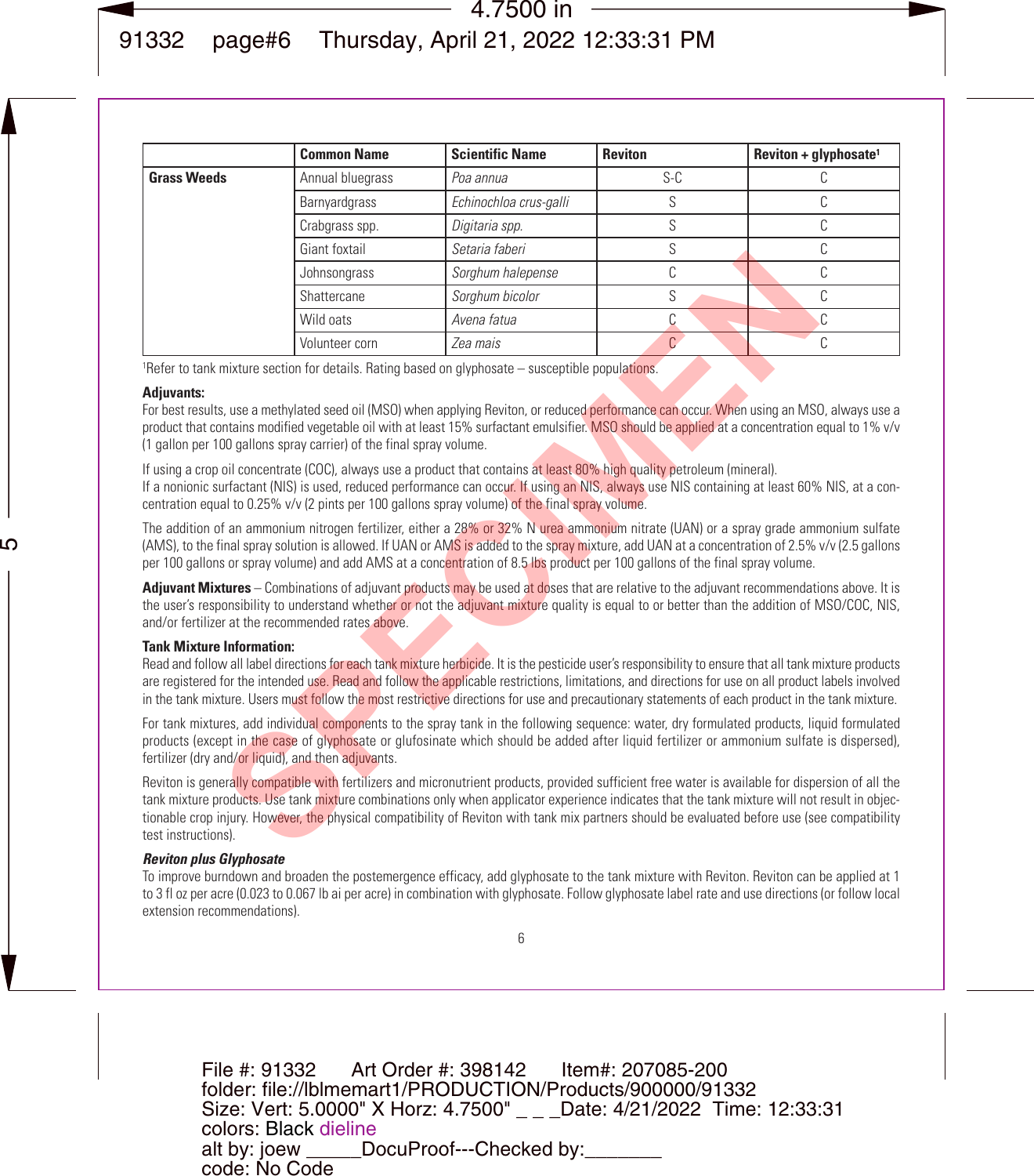| | Common Name | Scientific Name | Reviton | Reviton + glyphosate[1] |
|---|---|---|---|---|
| **Grass Weeds** | Annual bluegrass | *Poa annua* | S-C | C |
| | Barnyardgrass | *Echinochloa crus-galli* | S | C |
| | Crabgrass spp. | *Digitaria spp.* | S | C |
| | Giant foxtail | *Setaria faberi* | S | C |
| | Johnsongrass | *Sorghum halepense* | C | C |
| | Shattercane | *Sorghum bicolor* | S | C |
| | Wild oats | *Avena fatua* | C | C |
| | Volunteer corn | *Zea mais* | C | C |

[1]Refer to tank mixture section for details. Rating based on glyphosate – susceptible populations.

**Adjuvants:**
For best results, use a methylated seed oil (MSO) when applying Reviton, or reduced performance can occur. When using an MSO, always use a product that contains modified vegetable oil with at least 15% surfactant emulsifier. MSO should be applied at a concentration equal to 1% v/v (1 gallon per 100 gallons spray carrier) of the final spray volume.

If using a crop oil concentrate (COC), always use a product that contains at least 80% high quality petroleum (mineral).
If a nonionic surfactant (NIS) is used, reduced performance can occur. If using an NIS, always use NIS containing at least 60% NIS, at a concentration equal to 0.25% v/v (2 pints per 100 gallons spray volume) of the final spray volume.

The addition of an ammonium nitrogen fertilizer, either a 28% or 32% N urea ammonium nitrate (UAN) or a spray grade ammonium sulfate (AMS), to the final spray solution is allowed. If UAN or AMS is added to the spray mixture, add UAN at a concentration of 2.5% v/v (2.5 gallons per 100 gallons or spray volume) and add AMS at a concentration of 8.5 lbs product per 100 gallons of the final spray volume.

**Adjuvant Mixtures** – Combinations of adjuvant products may be used at doses that are relative to the adjuvant recommendations above. It is the user's responsibility to understand whether or not the adjuvant mixture quality is equal to or better than the addition of MSO/COC, NIS, and/or fertilizer at the recommended rates above.

**Tank Mixture Information:**
Read and follow all label directions for each tank mixture herbicide. It is the pesticide user's responsibility to ensure that all tank mixture products are registered for the intended use. Read and follow the applicable restrictions, limitations, and directions for use on all product labels involved in the tank mixture. Users must follow the most restrictive directions for use and precautionary statements of each product in the tank mixture.

For tank mixtures, add individual components to the spray tank in the following sequence: water, dry formulated products, liquid formulated products (except in the case of glyphosate or glufosinate which should be added after liquid fertilizer or ammonium sulfate is dispersed), fertilizer (dry and/or liquid), and then adjuvants.

Reviton is generally compatible with fertilizers and micronutrient products, provided sufficient free water is available for dispersion of all the tank mixture products. Use tank mixture combinations only when applicator experience indicates that the tank mixture will not result in objectionable crop injury. However, the physical compatibility of Reviton with tank mix partners should be evaluated before use (see compatibility test instructions).

***Reviton plus Glyphosate***
To improve burndown and broaden the postemergence efficacy, add glyphosate to the tank mixture with Reviton. Reviton can be applied at 1 to 3 fl oz per acre (0.023 to 0.067 lb ai per acre) in combination with glyphosate. Follow glyphosate label rate and use directions (or follow local extension recommendations).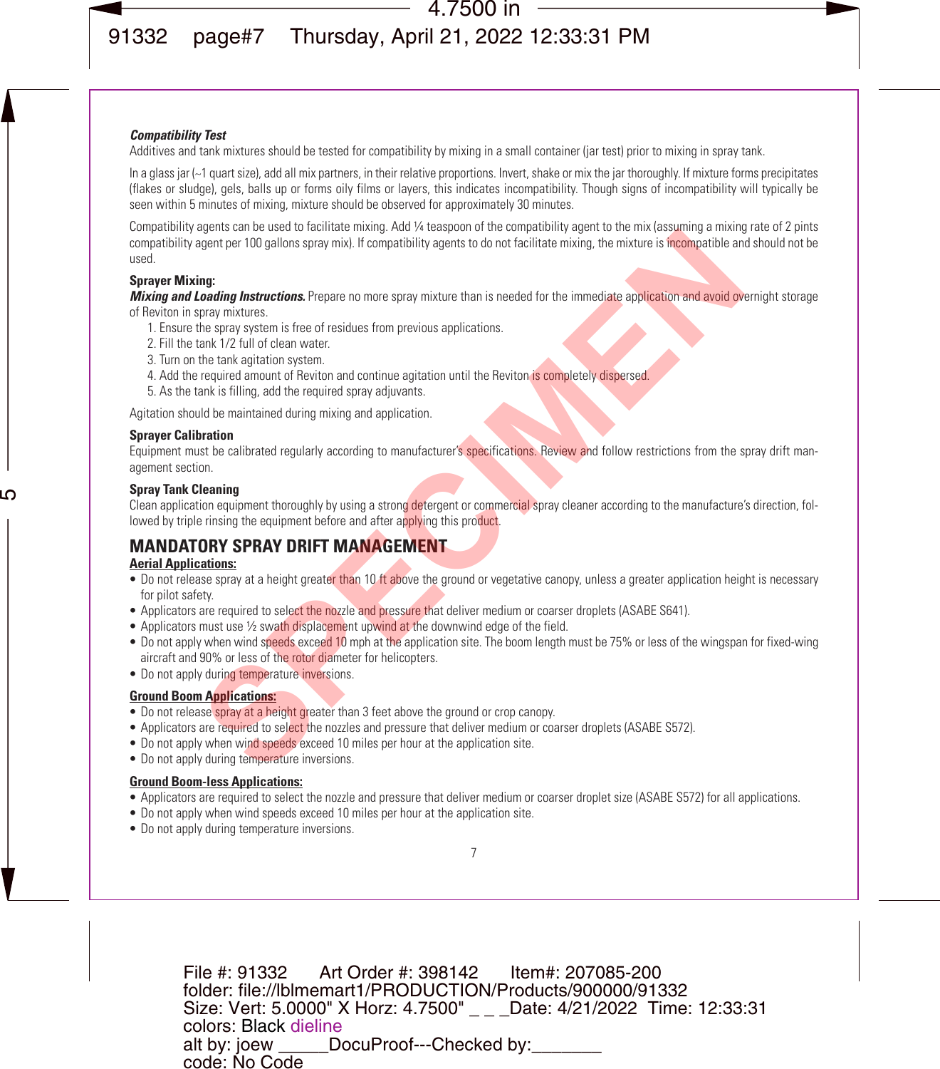***Compatibility Test***

Additives and tank mixtures should be tested for compatibility by mixing in a small container (jar test) prior to mixing in spray tank.

In a glass jar (~1 quart size), add all mix partners, in their relative proportions. Invert, shake or mix the jar thoroughly. If mixture forms precipitates (flakes or sludge), gels, balls up or forms oily films or layers, this indicates incompatibility. Though signs of incompatibility will typically be seen within 5 minutes of mixing, mixture should be observed for approximately 30 minutes.

Compatibility agents can be used to facilitate mixing. Add ¼ teaspoon of the compatibility agent to the mix (assuming a mixing rate of 2 pints compatibility agent per 100 gallons spray mix). If compatibility agents to do not facilitate mixing, the mixture is incompatible and should not be used.

**Sprayer Mixing:**

***Mixing and Loading Instructions.*** Prepare no more spray mixture than is needed for the immediate application and avoid overnight storage of Reviton in spray mixtures.

1. Ensure the spray system is free of residues from previous applications.
2. Fill the tank 1/2 full of clean water.
3. Turn on the tank agitation system.
4. Add the required amount of Reviton and continue agitation until the Reviton is completely dispersed.
5. As the tank is filling, add the required spray adjuvants.

Agitation should be maintained during mixing and application.

**Sprayer Calibration**

Equipment must be calibrated regularly according to manufacturer's specifications. Review and follow restrictions from the spray drift management section.

**Spray Tank Cleaning**

Clean application equipment thoroughly by using a strong detergent or commercial spray cleaner according to the manufacture's direction, followed by triple rinsing the equipment before and after applying this product.

## MANDATORY SPRAY DRIFT MANAGEMENT

**Aerial Applications:**

- Do not release spray at a height greater than 10 ft above the ground or vegetative canopy, unless a greater application height is necessary for pilot safety.
- Applicators are required to select the nozzle and pressure that deliver medium or coarser droplets (ASABE S641).
- Applicators must use ½ swath displacement upwind at the downwind edge of the field.
- Do not apply when wind speeds exceed 10 mph at the application site. The boom length must be 75% or less of the wingspan for fixed-wing aircraft and 90% or less of the rotor diameter for helicopters.
- Do not apply during temperature inversions.

**Ground Boom Applications:**

- Do not release spray at a height greater than 3 feet above the ground or crop canopy.
- Applicators are required to select the nozzles and pressure that deliver medium or coarser droplets (ASABE S572).
- Do not apply when wind speeds exceed 10 miles per hour at the application site.
- Do not apply during temperature inversions.

**Ground Boom-less Applications:**

- Applicators are required to select the nozzle and pressure that deliver medium or coarser droplet size (ASABE S572) for all applications.
- Do not apply when wind speeds exceed 10 miles per hour at the application site.
- Do not apply during temperature inversions.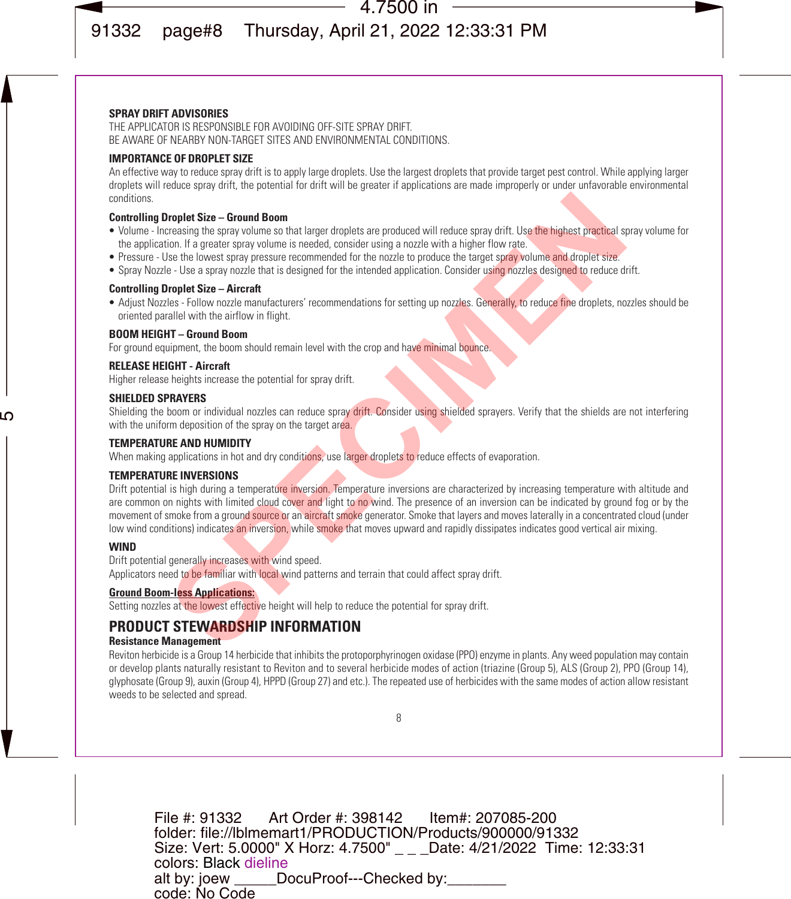**SPRAY DRIFT ADVISORIES**

THE APPLICATOR IS RESPONSIBLE FOR AVOIDING OFF-SITE SPRAY DRIFT.
BE AWARE OF NEARBY NON-TARGET SITES AND ENVIRONMENTAL CONDITIONS.

**IMPORTANCE OF DROPLET SIZE**

An effective way to reduce spray drift is to apply large droplets. Use the largest droplets that provide target pest control. While applying larger droplets will reduce spray drift, the potential for drift will be greater if applications are made improperly or under unfavorable environmental conditions.

**Controlling Droplet Size – Ground Boom**

- Volume - Increasing the spray volume so that larger droplets are produced will reduce spray drift. Use the highest practical spray volume for the application. If a greater spray volume is needed, consider using a nozzle with a higher flow rate.
- Pressure - Use the lowest spray pressure recommended for the nozzle to produce the target spray volume and droplet size.
- Spray Nozzle - Use a spray nozzle that is designed for the intended application. Consider using nozzles designed to reduce drift.

**Controlling Droplet Size – Aircraft**

- Adjust Nozzles - Follow nozzle manufacturers' recommendations for setting up nozzles. Generally, to reduce fine droplets, nozzles should be oriented parallel with the airflow in flight.

**BOOM HEIGHT – Ground Boom**

For ground equipment, the boom should remain level with the crop and have minimal bounce.

**RELEASE HEIGHT - Aircraft**

Higher release heights increase the potential for spray drift.

**SHIELDED SPRAYERS**

Shielding the boom or individual nozzles can reduce spray drift. Consider using shielded sprayers. Verify that the shields are not interfering with the uniform deposition of the spray on the target area.

**TEMPERATURE AND HUMIDITY**

When making applications in hot and dry conditions, use larger droplets to reduce effects of evaporation.

**TEMPERATURE INVERSIONS**

Drift potential is high during a temperature inversion. Temperature inversions are characterized by increasing temperature with altitude and are common on nights with limited cloud cover and light to no wind. The presence of an inversion can be indicated by ground fog or by the movement of smoke from a ground source or an aircraft smoke generator. Smoke that layers and moves laterally in a concentrated cloud (under low wind conditions) indicates an inversion, while smoke that moves upward and rapidly dissipates indicates good vertical air mixing.

**WIND**

Drift potential generally increases with wind speed.

Applicators need to be familiar with local wind patterns and terrain that could affect spray drift.

**Ground Boom-less Applications:**

Setting nozzles at the lowest effective height will help to reduce the potential for spray drift.

## PRODUCT STEWARDSHIP INFORMATION

**Resistance Management**

Reviton herbicide is a Group 14 herbicide that inhibits the protoporphyrinogen oxidase (PPO) enzyme in plants. Any weed population may contain or develop plants naturally resistant to Reviton and to several herbicide modes of action (triazine (Group 5), ALS (Group 2), PPO (Group 14), glyphosate (Group 9), auxin (Group 4), HPPD (Group 27) and etc.). The repeated use of herbicides with the same modes of action allow resistant weeds to be selected and spread.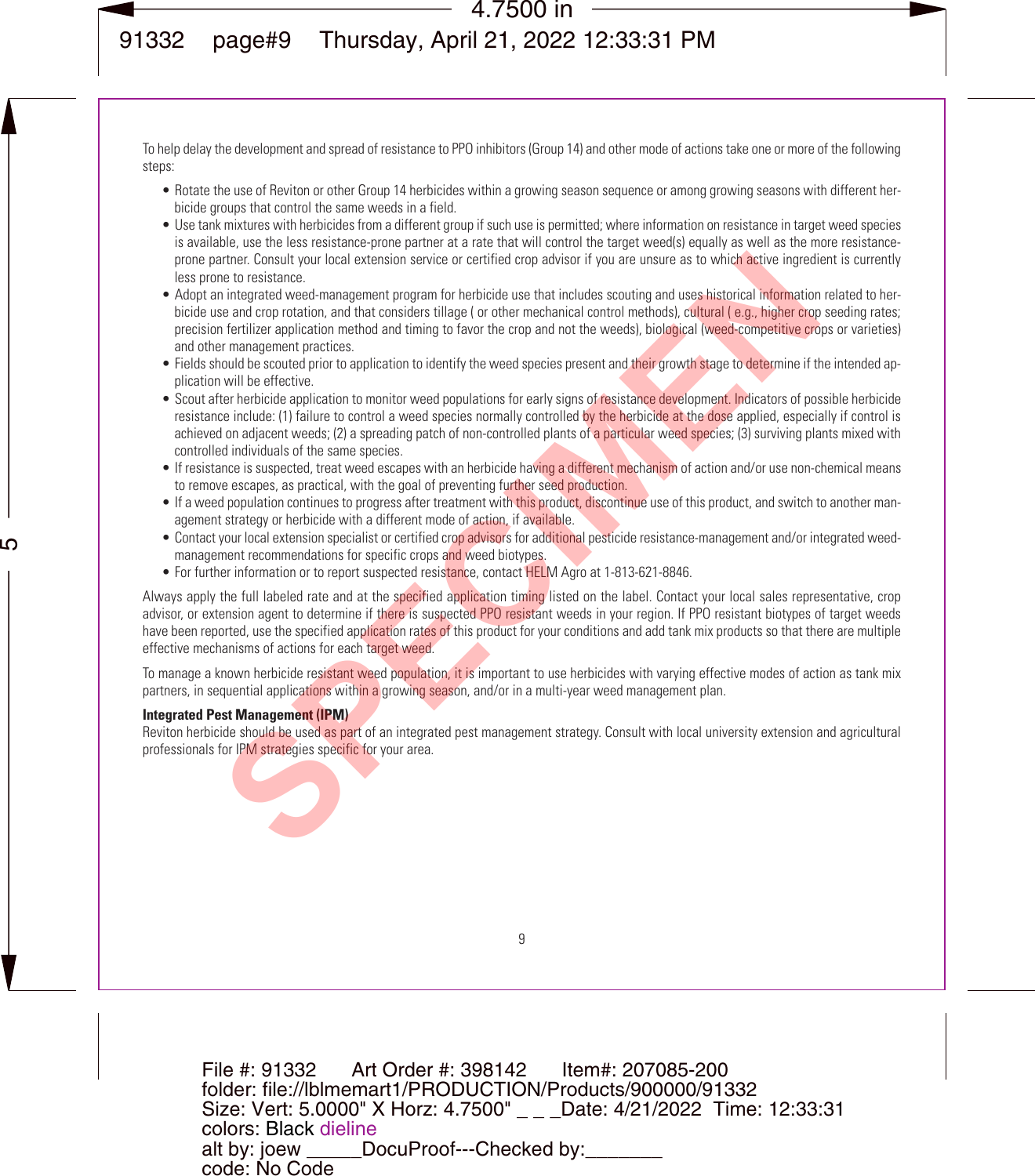To help delay the development and spread of resistance to PPO inhibitors (Group 14) and other mode of actions take one or more of the following steps:

- Rotate the use of Reviton or other Group 14 herbicides within a growing season sequence or among growing seasons with different herbicide groups that control the same weeds in a field.
- Use tank mixtures with herbicides from a different group if such use is permitted; where information on resistance in target weed species is available, use the less resistance-prone partner at a rate that will control the target weed(s) equally as well as the more resistance-prone partner. Consult your local extension service or certified crop advisor if you are unsure as to which active ingredient is currently less prone to resistance.
- Adopt an integrated weed-management program for herbicide use that includes scouting and uses historical information related to herbicide use and crop rotation, and that considers tillage ( or other mechanical control methods), cultural ( e.g., higher crop seeding rates; precision fertilizer application method and timing to favor the crop and not the weeds), biological (weed-competitive crops or varieties) and other management practices.
- Fields should be scouted prior to application to identify the weed species present and their growth stage to determine if the intended application will be effective.
- Scout after herbicide application to monitor weed populations for early signs of resistance development. Indicators of possible herbicide resistance include: (1) failure to control a weed species normally controlled by the herbicide at the dose applied, especially if control is achieved on adjacent weeds; (2) a spreading patch of non-controlled plants of a particular weed species; (3) surviving plants mixed with controlled individuals of the same species.
- If resistance is suspected, treat weed escapes with an herbicide having a different mechanism of action and/or use non-chemical means to remove escapes, as practical, with the goal of preventing further seed production.
- If a weed population continues to progress after treatment with this product, discontinue use of this product, and switch to another management strategy or herbicide with a different mode of action, if available.
- Contact your local extension specialist or certified crop advisors for additional pesticide resistance-management and/or integrated weed-management recommendations for specific crops and weed biotypes.
- For further information or to report suspected resistance, contact HELM Agro at 1-813-621-8846.

Always apply the full labeled rate and at the specified application timing listed on the label. Contact your local sales representative, crop advisor, or extension agent to determine if there is suspected PPO resistant weeds in your region. If PPO resistant biotypes of target weeds have been reported, use the specified application rates of this product for your conditions and add tank mix products so that there are multiple effective mechanisms of actions for each target weed.

To manage a known herbicide resistant weed population, it is important to use herbicides with varying effective modes of action as tank mix partners, in sequential applications within a growing season, and/or in a multi-year weed management plan.

**Integrated Pest Management (IPM)**

Reviton herbicide should be used as part of an integrated pest management strategy. Consult with local university extension and agricultural professionals for IPM strategies specific for your area.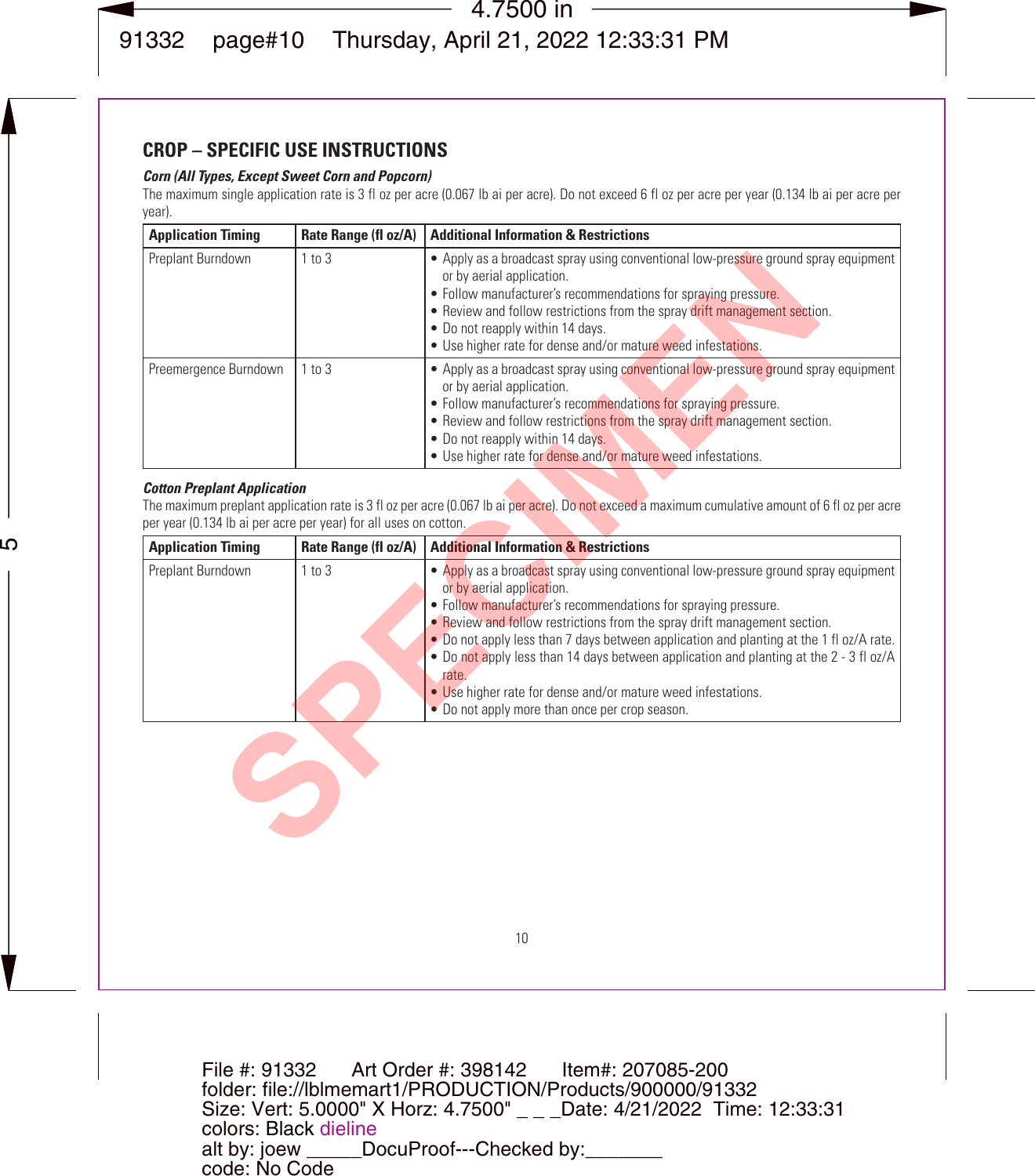## CROP – SPECIFIC USE INSTRUCTIONS

### *Corn (All Types, Except Sweet Corn and Popcorn)*

The maximum single application rate is 3 fl oz per acre (0.067 lb ai per acre). Do not exceed 6 fl oz per acre per year (0.134 lb ai per acre per year).

| Application Timing | Rate Range (fl oz/A) | Additional Information & Restrictions |
|---|---|---|
| Preplant Burndown | 1 to 3 | • Apply as a broadcast spray using conventional low-pressure ground spray equipment or by aerial application.<br>• Follow manufacturer's recommendations for spraying pressure.<br>• Review and follow restrictions from the spray drift management section.<br>• Do not reapply within 14 days.<br>• Use higher rate for dense and/or mature weed infestations. |
| Preemergence Burndown | 1 to 3 | • Apply as a broadcast spray using conventional low-pressure ground spray equipment or by aerial application.<br>• Follow manufacturer's recommendations for spraying pressure.<br>• Review and follow restrictions from the spray drift management section.<br>• Do not reapply within 14 days.<br>• Use higher rate for dense and/or mature weed infestations. |

### *Cotton Preplant Application*

The maximum preplant application rate is 3 fl oz per acre (0.067 lb ai per acre). Do not exceed a maximum cumulative amount of 6 fl oz per acre per year (0.134 lb ai per acre per year) for all uses on cotton.

| Application Timing | Rate Range (fl oz/A) | Additional Information & Restrictions |
|---|---|---|
| Preplant Burndown | 1 to 3 | • Apply as a broadcast spray using conventional low-pressure ground spray equipment or by aerial application.<br>• Follow manufacturer's recommendations for spraying pressure.<br>• Review and follow restrictions from the spray drift management section.<br>• Do not apply less than 7 days between application and planting at the 1 fl oz/A rate.<br>• Do not apply less than 14 days between application and planting at the 2 - 3 fl oz/A rate.<br>• Use higher rate for dense and/or mature weed infestations.<br>• Do not apply more than once per crop season. |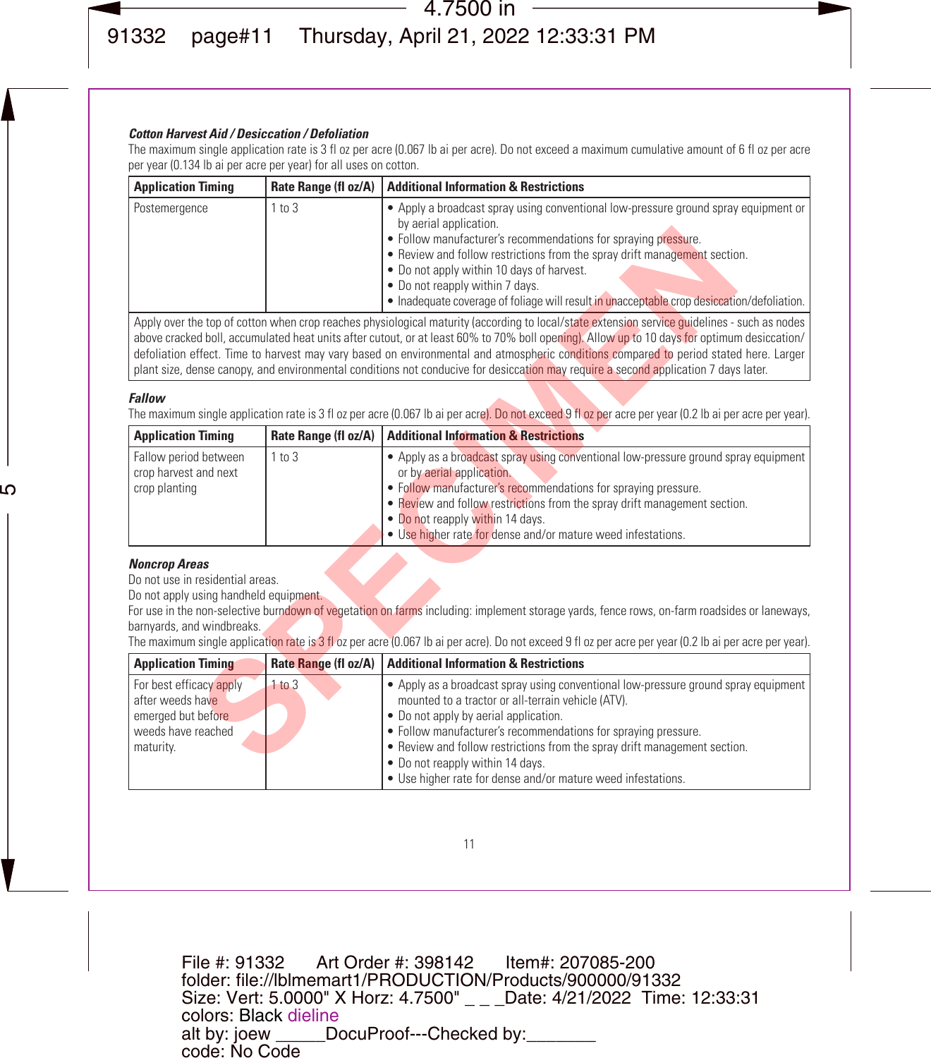### *Cotton Harvest Aid / Desiccation / Defoliation*

The maximum single application rate is 3 fl oz per acre (0.067 lb ai per acre). Do not exceed a maximum cumulative amount of 6 fl oz per acre per year (0.134 lb ai per acre per year) for all uses on cotton.

| Application Timing | Rate Range (fl oz/A) | Additional Information & Restrictions |
|---|---|---|
| Postemergence | 1 to 3 | • Apply a broadcast spray using conventional low-pressure ground spray equipment or by aerial application.<br>• Follow manufacturer's recommendations for spraying pressure.<br>• Review and follow restrictions from the spray drift management section.<br>• Do not apply within 10 days of harvest.<br>• Do not reapply within 7 days.<br>• Inadequate coverage of foliage will result in unacceptable crop desiccation/defoliation. |
| Apply over the top of cotton when crop reaches physiological maturity (according to local/state extension service guidelines - such as nodes above cracked boll, accumulated heat units after cutout, or at least 60% to 70% boll opening). Allow up to 10 days for optimum desiccation/defoliation effect. Time to harvest may vary based on environmental and atmospheric conditions compared to period stated here. Larger plant size, dense canopy, and environmental conditions not conducive for desiccation may require a second application 7 days later. | | |

### *Fallow*

The maximum single application rate is 3 fl oz per acre (0.067 lb ai per acre). Do not exceed 9 fl oz per acre per year (0.2 lb ai per acre per year).

| Application Timing | Rate Range (fl oz/A) | Additional Information & Restrictions |
|---|---|---|
| Fallow period between crop harvest and next crop planting | 1 to 3 | • Apply as a broadcast spray using conventional low-pressure ground spray equipment or by aerial application.<br>• Follow manufacturer's recommendations for spraying pressure.<br>• Review and follow restrictions from the spray drift management section.<br>• Do not reapply within 14 days.<br>• Use higher rate for dense and/or mature weed infestations. |

### *Noncrop Areas*

Do not use in residential areas.

Do not apply using handheld equipment.

For use in the non-selective burndown of vegetation on farms including: implement storage yards, fence rows, on-farm roadsides or laneways, barnyards, and windbreaks.

The maximum single application rate is 3 fl oz per acre (0.067 lb ai per acre). Do not exceed 9 fl oz per acre per year (0.2 lb ai per acre per year).

| Application Timing | Rate Range (fl oz/A) | Additional Information & Restrictions |
|---|---|---|
| For best efficacy apply after weeds have emerged but before weeds have reached maturity. | 1 to 3 | • Apply as a broadcast spray using conventional low-pressure ground spray equipment mounted to a tractor or all-terrain vehicle (ATV).<br>• Do not apply by aerial application.<br>• Follow manufacturer's recommendations for spraying pressure.<br>• Review and follow restrictions from the spray drift management section.<br>• Do not reapply within 14 days.<br>• Use higher rate for dense and/or mature weed infestations. |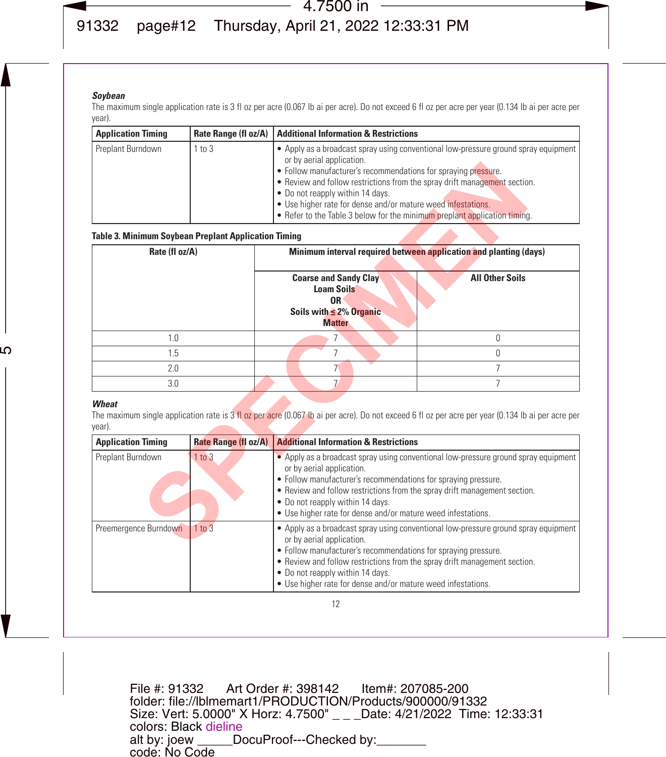***Soybean***

The maximum single application rate is 3 fl oz per acre (0.067 lb ai per acre). Do not exceed 6 fl oz per acre per year (0.134 lb ai per acre per year).

| Application Timing | Rate Range (fl oz/A) | Additional Information & Restrictions |
|---|---|---|
| Preplant Burndown | 1 to 3 | • Apply as a broadcast spray using conventional low-pressure ground spray equipment or by aerial application.<br>• Follow manufacturer's recommendations for spraying pressure.<br>• Review and follow restrictions from the spray drift management section.<br>• Do not reapply within 14 days.<br>• Use higher rate for dense and/or mature weed infestations.<br>• Refer to the Table 3 below for the minimum preplant application timing. |

**Table 3. Minimum Soybean Preplant Application Timing**

| Rate (fl oz/A) | Minimum interval required between application and planting (days) | |
|---|---|---|
| | Coarse and Sandy Clay Loam Soils OR Soils with ≤ 2% Organic Matter | All Other Soils |
| 1.0 | 7 | 0 |
| 1.5 | 7 | 0 |
| 2.0 | 7 | 7 |
| 3.0 | 7 | 7 |

***Wheat***

The maximum single application rate is 3 fl oz per acre (0.067 lb ai per acre). Do not exceed 6 fl oz per acre per year (0.134 lb ai per acre per year).

| Application Timing | Rate Range (fl oz/A) | Additional Information & Restrictions |
|---|---|---|
| Preplant Burndown | 1 to 3 | • Apply as a broadcast spray using conventional low-pressure ground spray equipment or by aerial application.<br>• Follow manufacturer's recommendations for spraying pressure.<br>• Review and follow restrictions from the spray drift management section.<br>• Do not reapply within 14 days.<br>• Use higher rate for dense and/or mature weed infestations. |
| Preemergence Burndown | 1 to 3 | • Apply as a broadcast spray using conventional low-pressure ground spray equipment or by aerial application.<br>• Follow manufacturer's recommendations for spraying pressure.<br>• Review and follow restrictions from the spray drift management section.<br>• Do not reapply within 14 days.<br>• Use higher rate for dense and/or mature weed infestations. |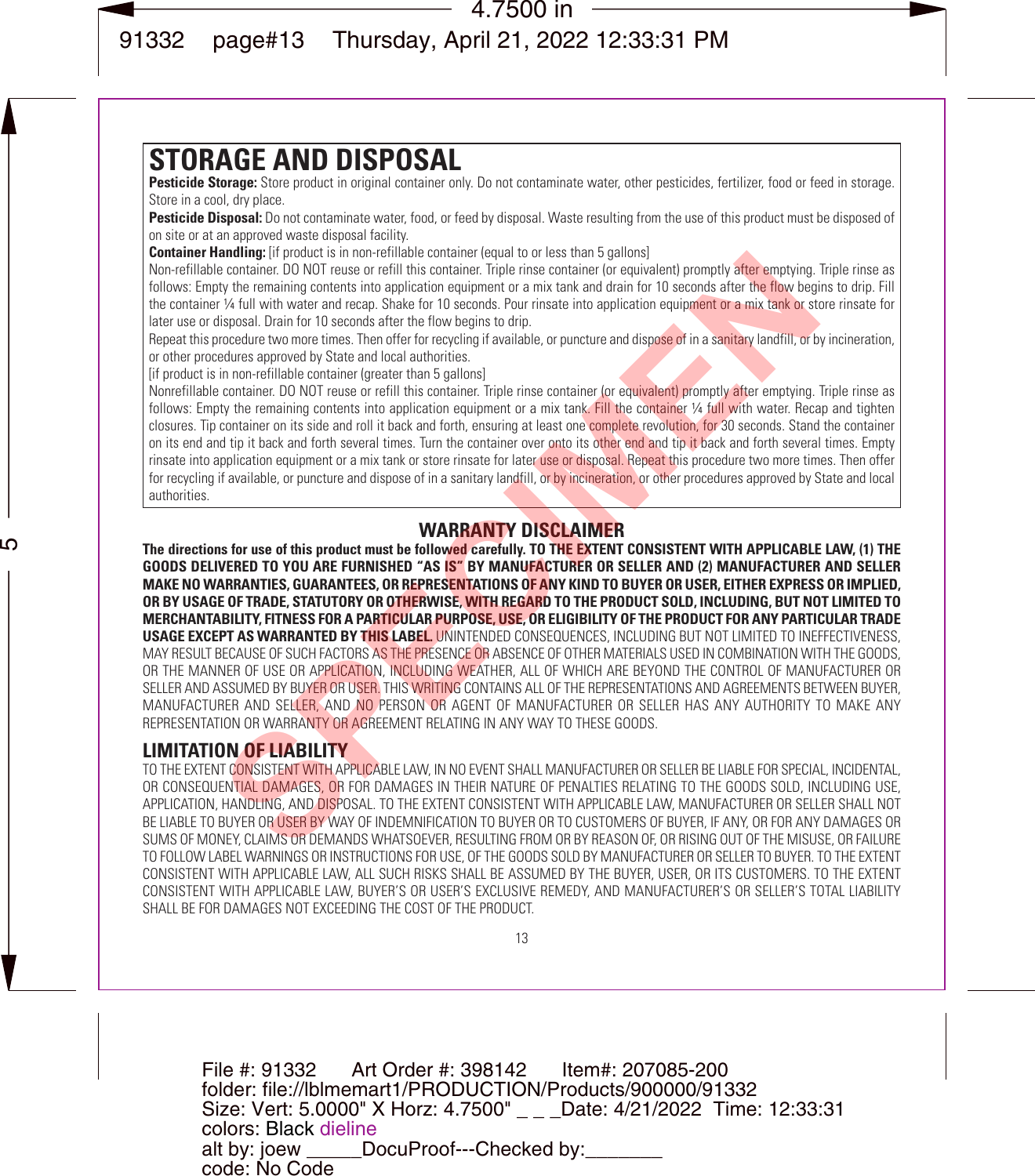## STORAGE AND DISPOSAL

**Pesticide Storage:** Store product in original container only. Do not contaminate water, other pesticides, fertilizer, food or feed in storage. Store in a cool, dry place.

**Pesticide Disposal:** Do not contaminate water, food, or feed by disposal. Waste resulting from the use of this product must be disposed of on site or at an approved waste disposal facility.

**Container Handling:** [if product is in non-refillable container (equal to or less than 5 gallons]

Non-refillable container. DO NOT reuse or refill this container. Triple rinse container (or equivalent) promptly after emptying. Triple rinse as follows: Empty the remaining contents into application equipment or a mix tank and drain for 10 seconds after the flow begins to drip. Fill the container ¼ full with water and recap. Shake for 10 seconds. Pour rinsate into application equipment or a mix tank or store rinsate for later use or disposal. Drain for 10 seconds after the flow begins to drip.

Repeat this procedure two more times. Then offer for recycling if available, or puncture and dispose of in a sanitary landfill, or by incineration, or other procedures approved by State and local authorities.

[if product is in non-refillable container (greater than 5 gallons]

Nonrefillable container. DO NOT reuse or refill this container. Triple rinse container (or equivalent) promptly after emptying. Triple rinse as follows: Empty the remaining contents into application equipment or a mix tank. Fill the container ¼ full with water. Recap and tighten closures. Tip container on its side and roll it back and forth, ensuring at least one complete revolution, for 30 seconds. Stand the container on its end and tip it back and forth several times. Turn the container over onto its other end and tip it back and forth several times. Empty rinsate into application equipment or a mix tank or store rinsate for later use or disposal. Repeat this procedure two more times. Then offer for recycling if available, or puncture and dispose of in a sanitary landfill, or by incineration, or other procedures approved by State and local authorities.

## WARRANTY DISCLAIMER

**The directions for use of this product must be followed carefully. TO THE EXTENT CONSISTENT WITH APPLICABLE LAW, (1) THE GOODS DELIVERED TO YOU ARE FURNISHED "AS IS" BY MANUFACTURER OR SELLER AND (2) MANUFACTURER AND SELLER MAKE NO WARRANTIES, GUARANTEES, OR REPRESENTATIONS OF ANY KIND TO BUYER OR USER, EITHER EXPRESS OR IMPLIED, OR BY USAGE OF TRADE, STATUTORY OR OTHERWISE, WITH REGARD TO THE PRODUCT SOLD, INCLUDING, BUT NOT LIMITED TO MERCHANTABILITY, FITNESS FOR A PARTICULAR PURPOSE, USE, OR ELIGIBILITY OF THE PRODUCT FOR ANY PARTICULAR TRADE USAGE EXCEPT AS WARRANTED BY THIS LABEL.** UNINTENDED CONSEQUENCES, INCLUDING BUT NOT LIMITED TO INEFFECTIVENESS, MAY RESULT BECAUSE OF SUCH FACTORS AS THE PRESENCE OR ABSENCE OF OTHER MATERIALS USED IN COMBINATION WITH THE GOODS, OR THE MANNER OF USE OR APPLICATION, INCLUDING WEATHER, ALL OF WHICH ARE BEYOND THE CONTROL OF MANUFACTURER OR SELLER AND ASSUMED BY BUYER OR USER. THIS WRITING CONTAINS ALL OF THE REPRESENTATIONS AND AGREEMENTS BETWEEN BUYER, MANUFACTURER AND SELLER, AND NO PERSON OR AGENT OF MANUFACTURER OR SELLER HAS ANY AUTHORITY TO MAKE ANY REPRESENTATION OR WARRANTY OR AGREEMENT RELATING IN ANY WAY TO THESE GOODS.

## LIMITATION OF LIABILITY

TO THE EXTENT CONSISTENT WITH APPLICABLE LAW, IN NO EVENT SHALL MANUFACTURER OR SELLER BE LIABLE FOR SPECIAL, INCIDENTAL, OR CONSEQUENTIAL DAMAGES, OR FOR DAMAGES IN THEIR NATURE OF PENALTIES RELATING TO THE GOODS SOLD, INCLUDING USE, APPLICATION, HANDLING, AND DISPOSAL. TO THE EXTENT CONSISTENT WITH APPLICABLE LAW, MANUFACTURER OR SELLER SHALL NOT BE LIABLE TO BUYER OR USER BY WAY OF INDEMNIFICATION TO BUYER OR TO CUSTOMERS OF BUYER, IF ANY, OR FOR ANY DAMAGES OR SUMS OF MONEY, CLAIMS OR DEMANDS WHATSOEVER, RESULTING FROM OR BY REASON OF, OR RISING OUT OF THE MISUSE, OR FAILURE TO FOLLOW LABEL WARNINGS OR INSTRUCTIONS FOR USE, OF THE GOODS SOLD BY MANUFACTURER OR SELLER TO BUYER. TO THE EXTENT CONSISTENT WITH APPLICABLE LAW, ALL SUCH RISKS SHALL BE ASSUMED BY THE BUYER, USER, OR ITS CUSTOMERS. TO THE EXTENT CONSISTENT WITH APPLICABLE LAW, BUYER'S OR USER'S EXCLUSIVE REMEDY, AND MANUFACTURER'S OR SELLER'S TOTAL LIABILITY SHALL BE FOR DAMAGES NOT EXCEEDING THE COST OF THE PRODUCT.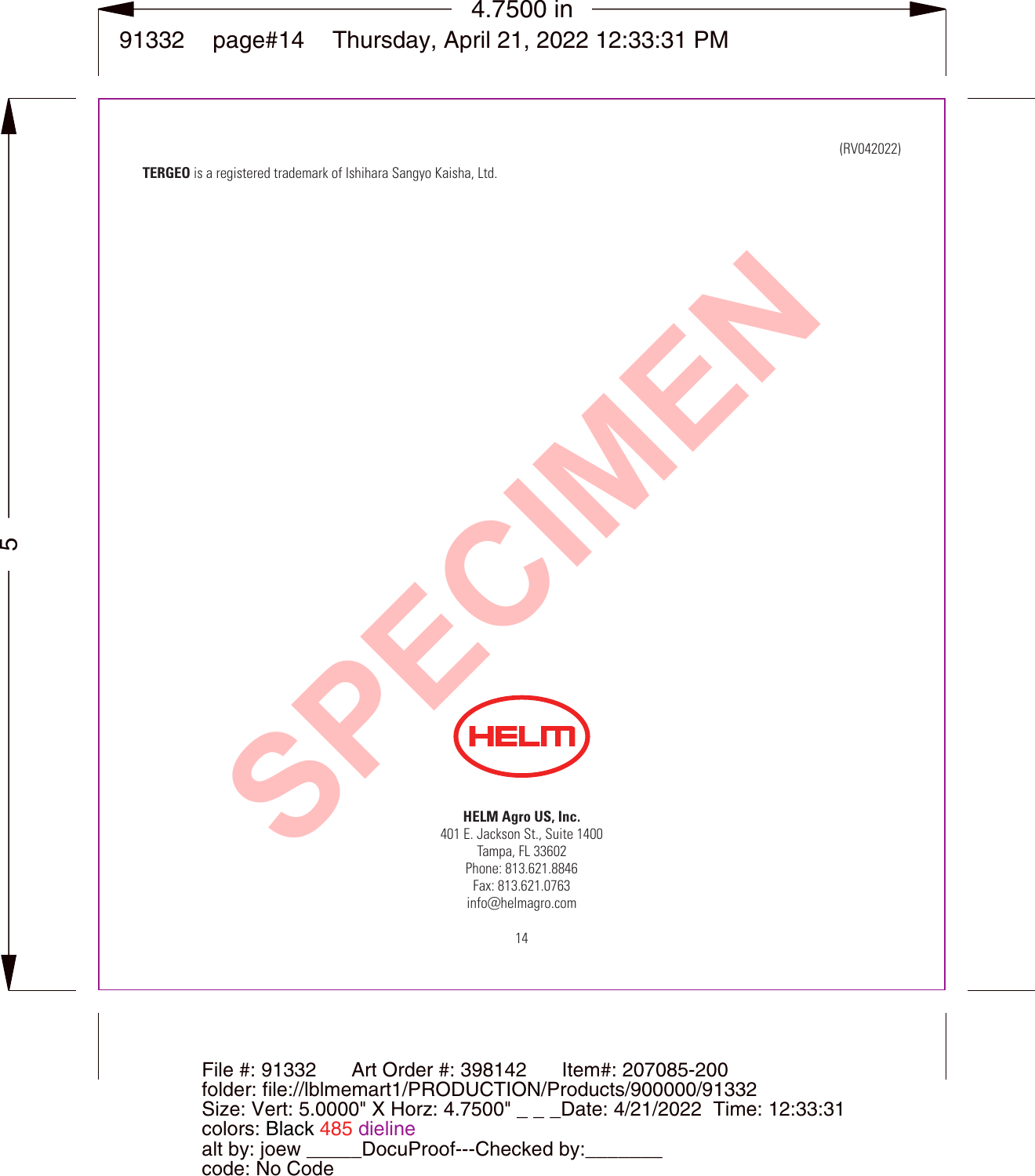(RV042022)

**TERGEO** is a registered trademark of Ishihara Sangyo Kaisha, Ltd.

SPECIMEN

HELM

**HELM Agro US, Inc.**
401 E. Jackson St., Suite 1400
Tampa, FL 33602
Phone: 813.621.8846
Fax: 813.621.0763
info@helmagro.com